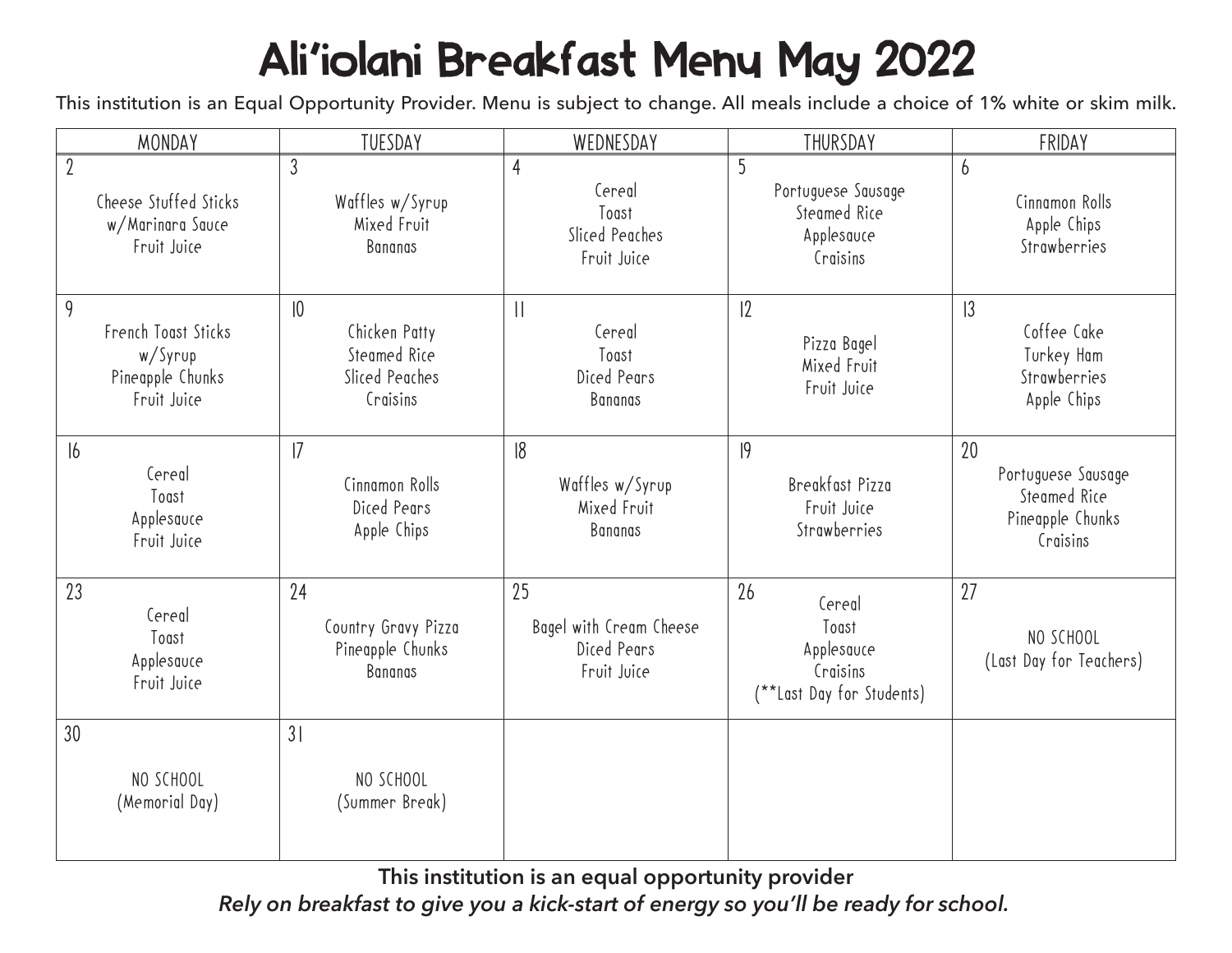# Ali'iolani Breakfast Menu May 2022

This institution is an Equal Opportunity Provider. Menu is subject to change. All meals include a choice of 1% white or skim milk.

| MONDAY | TUESDAY | WEDNESDAY | THURSDAY | FRIDAY |
| --- | --- | --- | --- | --- |
| 2<br>Cheese Stuffed Sticks<br>w/Marinara Sauce<br>Fruit Juice | 3<br>Waffles w/Syrup<br>Mixed Fruit<br>Bananas | 4<br>Cereal<br>Toast<br>Sliced Peaches<br>Fruit Juice | 5<br>Portuguese Sausage<br>Steamed Rice<br>Applesauce<br>Craisins | 6<br>Cinnamon Rolls<br>Apple Chips<br>Strawberries |
| 9<br>French Toast Sticks<br>w/Syrup<br>Pineapple Chunks<br>Fruit Juice | 10<br>Chicken Patty<br>Steamed Rice<br>Sliced Peaches<br>Craisins | 11<br>Cereal<br>Toast<br>Diced Pears<br>Bananas | 12<br>Pizza Bagel<br>Mixed Fruit<br>Fruit Juice | 13<br>Coffee Cake<br>Turkey Ham<br>Strawberries<br>Apple Chips |
| 16<br>Cereal<br>Toast<br>Applesauce<br>Fruit Juice | 17<br>Cinnamon Rolls<br>Diced Pears<br>Apple Chips | 18<br>Waffles w/Syrup<br>Mixed Fruit<br>Bananas | 19<br>Breakfast Pizza<br>Fruit Juice<br>Strawberries | 20<br>Portuguese Sausage<br>Steamed Rice<br>Pineapple Chunks<br>Craisins |
| 23<br>Cereal<br>Toast<br>Applesauce<br>Fruit Juice | 24<br>Country Gravy Pizza<br>Pineapple Chunks<br>Bananas | 25<br>Bagel with Cream Cheese<br>Diced Pears<br>Fruit Juice | 26<br>Cereal<br>Toast<br>Applesauce<br>Craisins<br>(**Last Day for Students) | 27<br>NO SCHOOL<br>(Last Day for Teachers) |
| 30<br>NO SCHOOL<br>(Memorial Day) | 31<br>NO SCHOOL<br>(Summer Break) | | | |

**This institution is an equal opportunity provider**

***Rely on breakfast to give you a kick-start of energy so you'll be ready for school.***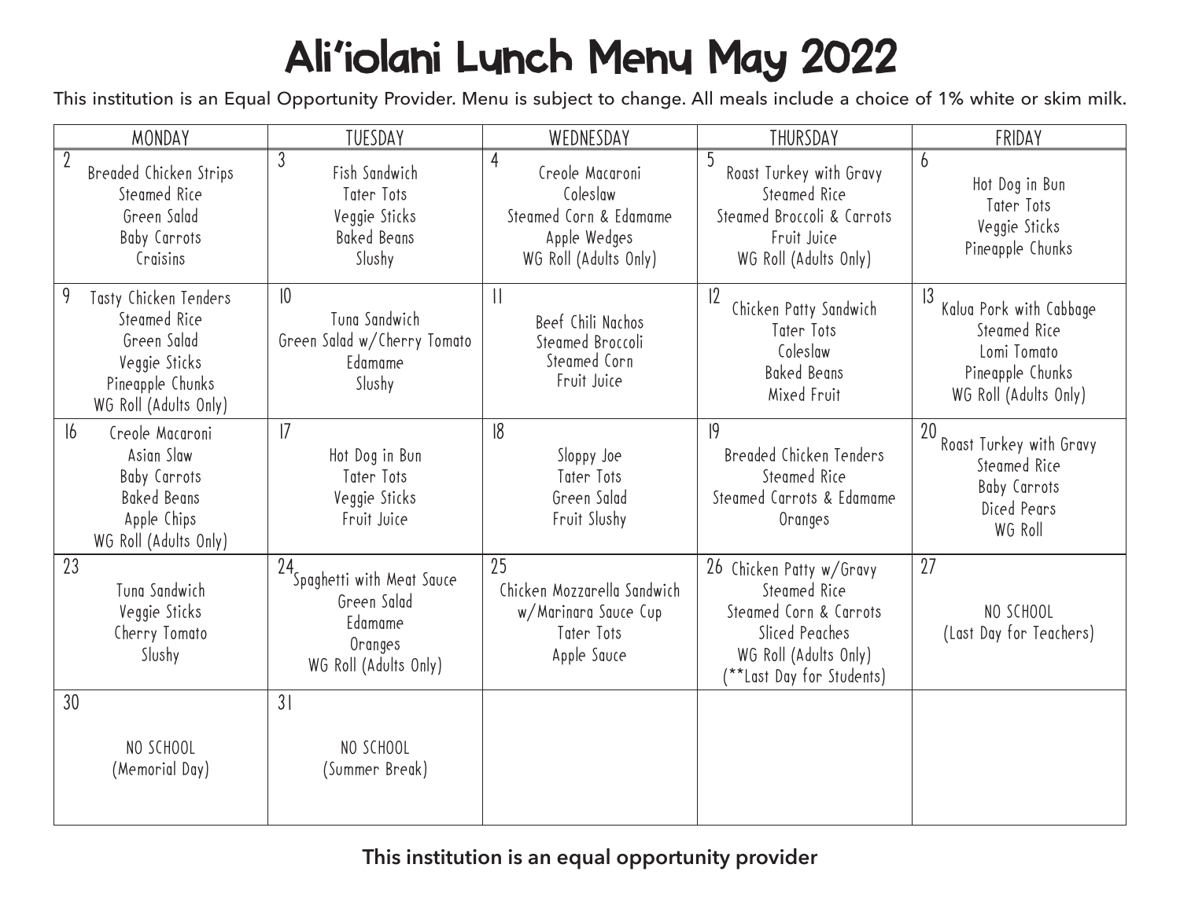# Ali'iolani Lunch Menu May 2022

This institution is an Equal Opportunity Provider. Menu is subject to change. All meals include a choice of 1% white or skim milk.

| MONDAY | TUESDAY | WEDNESDAY | THURSDAY | FRIDAY |
|---|---|---|---|---|
| 2<br>Breaded Chicken Strips<br>Steamed Rice<br>Green Salad<br>Baby Carrots<br>Craisins | 3<br>Fish Sandwich<br>Tater Tots<br>Veggie Sticks<br>Baked Beans<br>Slushy | 4<br>Creole Macaroni<br>Coleslaw<br>Steamed Corn & Edamame<br>Apple Wedges<br>WG Roll (Adults Only) | 5<br>Roast Turkey with Gravy<br>Steamed Rice<br>Steamed Broccoli & Carrots<br>Fruit Juice<br>WG Roll (Adults Only) | 6<br>Hot Dog in Bun<br>Tater Tots<br>Veggie Sticks<br>Pineapple Chunks |
| 9<br>Tasty Chicken Tenders<br>Steamed Rice<br>Green Salad<br>Veggie Sticks<br>Pineapple Chunks<br>WG Roll (Adults Only) | 10<br>Tuna Sandwich<br>Green Salad w/Cherry Tomato<br>Edamame<br>Slushy | 11<br>Beef Chili Nachos<br>Steamed Broccoli<br>Steamed Corn<br>Fruit Juice | 12<br>Chicken Patty Sandwich<br>Tater Tots<br>Coleslaw<br>Baked Beans<br>Mixed Fruit | 13<br>Kalua Pork with Cabbage<br>Steamed Rice<br>Lomi Tomato<br>Pineapple Chunks<br>WG Roll (Adults Only) |
| 16<br>Creole Macaroni<br>Asian Slaw<br>Baby Carrots<br>Baked Beans<br>Apple Chips<br>WG Roll (Adults Only) | 17<br>Hot Dog in Bun<br>Tater Tots<br>Veggie Sticks<br>Fruit Juice | 18<br>Sloppy Joe<br>Tater Tots<br>Green Salad<br>Fruit Slushy | 19<br>Breaded Chicken Tenders<br>Steamed Rice<br>Steamed Carrots & Edamame<br>Oranges | 20<br>Roast Turkey with Gravy<br>Steamed Rice<br>Baby Carrots<br>Diced Pears<br>WG Roll |
| 23<br>Tuna Sandwich<br>Veggie Sticks<br>Cherry Tomato<br>Slushy | 24<br>Spaghetti with Meat Sauce<br>Green Salad<br>Edamame<br>Oranges<br>WG Roll (Adults Only) | 25<br>Chicken Mozzarella Sandwich<br>w/Marinara Sauce Cup<br>Tater Tots<br>Apple Sauce | 26<br>Chicken Patty w/Gravy<br>Steamed Rice<br>Steamed Corn & Carrots<br>Sliced Peaches<br>WG Roll (Adults Only)<br>(**Last Day for Students) | 27<br>NO SCHOOL<br>(Last Day for Teachers) |
| 30<br>NO SCHOOL<br>(Memorial Day) | 31<br>NO SCHOOL<br>(Summer Break) | | | |

**This institution is an equal opportunity provider**